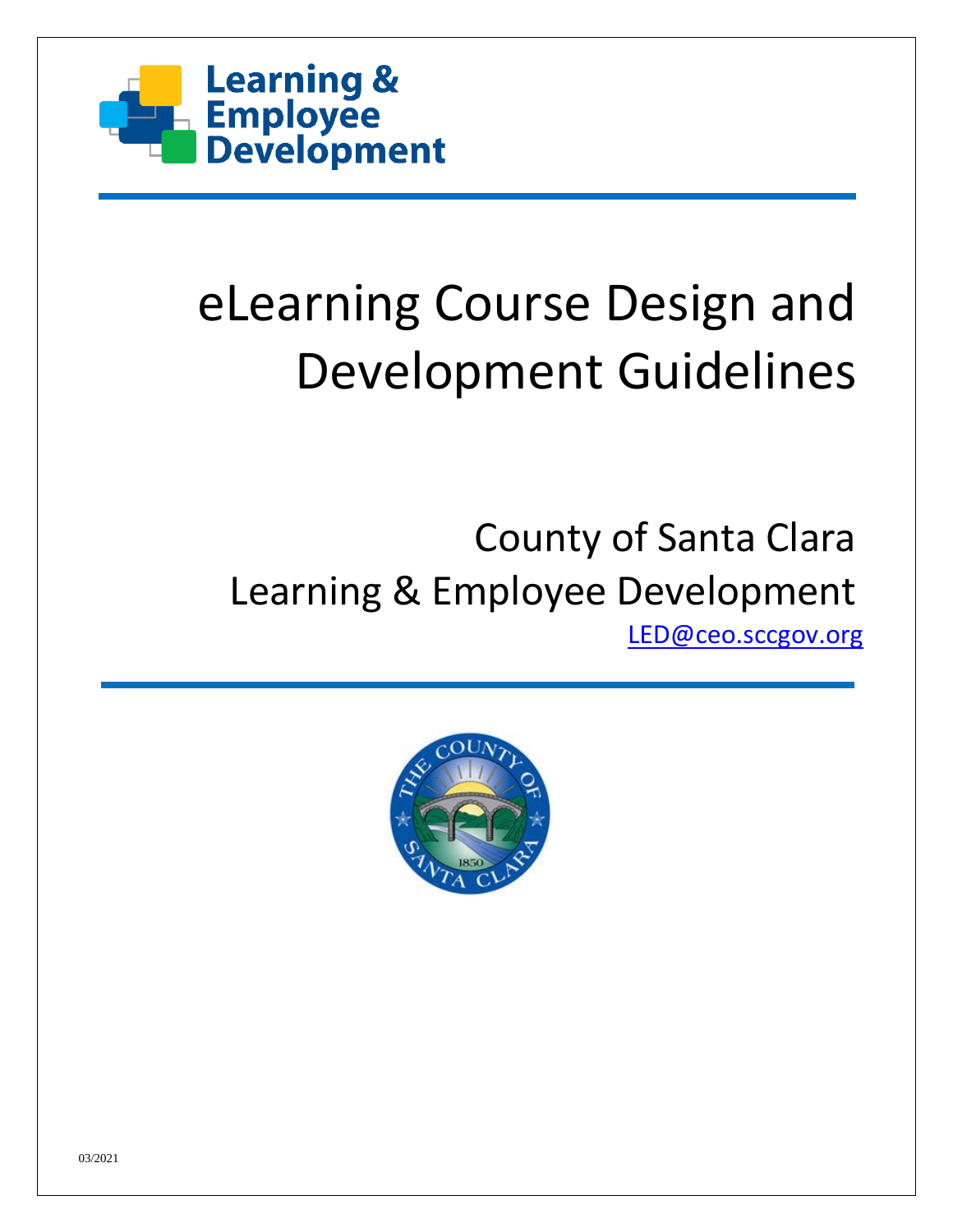Learning & Employee Development

# eLearning Course Design and Development Guidelines

County of Santa Clara
Learning & Employee Development
LED@ceo.sccgov.org

03/2021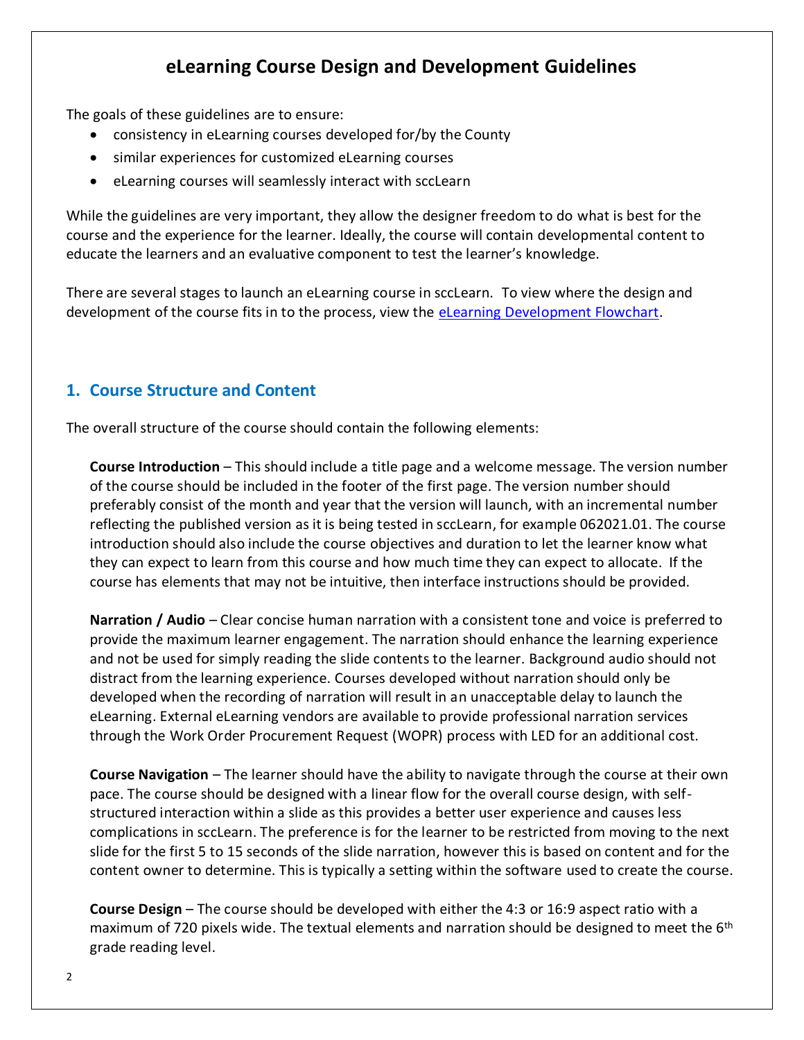# eLearning Course Design and Development Guidelines

The goals of these guidelines are to ensure:

- consistency in eLearning courses developed for/by the County
- similar experiences for customized eLearning courses
- eLearning courses will seamlessly interact with sccLearn

While the guidelines are very important, they allow the designer freedom to do what is best for the course and the experience for the learner. Ideally, the course will contain developmental content to educate the learners and an evaluative component to test the learner's knowledge.

There are several stages to launch an eLearning course in sccLearn. To view where the design and development of the course fits in to the process, view the eLearning Development Flowchart.

## 1. Course Structure and Content

The overall structure of the course should contain the following elements:

**Course Introduction** – This should include a title page and a welcome message. The version number of the course should be included in the footer of the first page. The version number should preferably consist of the month and year that the version will launch, with an incremental number reflecting the published version as it is being tested in sccLearn, for example 062021.01. The course introduction should also include the course objectives and duration to let the learner know what they can expect to learn from this course and how much time they can expect to allocate. If the course has elements that may not be intuitive, then interface instructions should be provided.

**Narration / Audio** – Clear concise human narration with a consistent tone and voice is preferred to provide the maximum learner engagement. The narration should enhance the learning experience and not be used for simply reading the slide contents to the learner. Background audio should not distract from the learning experience. Courses developed without narration should only be developed when the recording of narration will result in an unacceptable delay to launch the eLearning. External eLearning vendors are available to provide professional narration services through the Work Order Procurement Request (WOPR) process with LED for an additional cost.

**Course Navigation** – The learner should have the ability to navigate through the course at their own pace. The course should be designed with a linear flow for the overall course design, with self-structured interaction within a slide as this provides a better user experience and causes less complications in sccLearn. The preference is for the learner to be restricted from moving to the next slide for the first 5 to 15 seconds of the slide narration, however this is based on content and for the content owner to determine. This is typically a setting within the software used to create the course.

**Course Design** – The course should be developed with either the 4:3 or 16:9 aspect ratio with a maximum of 720 pixels wide. The textual elements and narration should be designed to meet the 6th grade reading level.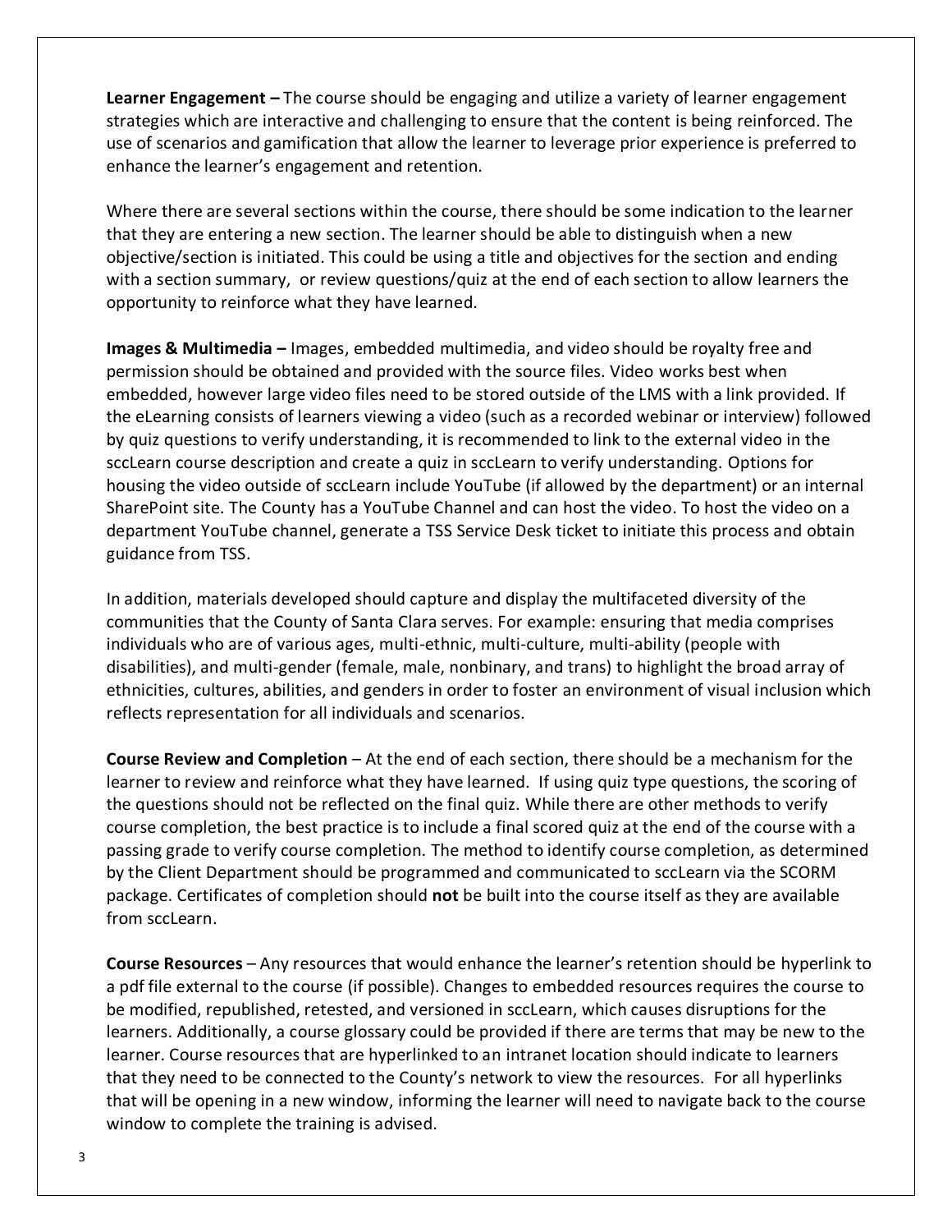**Learner Engagement –** The course should be engaging and utilize a variety of learner engagement strategies which are interactive and challenging to ensure that the content is being reinforced. The use of scenarios and gamification that allow the learner to leverage prior experience is preferred to enhance the learner's engagement and retention.

Where there are several sections within the course, there should be some indication to the learner that they are entering a new section. The learner should be able to distinguish when a new objective/section is initiated. This could be using a title and objectives for the section and ending with a section summary, or review questions/quiz at the end of each section to allow learners the opportunity to reinforce what they have learned.

**Images & Multimedia –** Images, embedded multimedia, and video should be royalty free and permission should be obtained and provided with the source files. Video works best when embedded, however large video files need to be stored outside of the LMS with a link provided. If the eLearning consists of learners viewing a video (such as a recorded webinar or interview) followed by quiz questions to verify understanding, it is recommended to link to the external video in the sccLearn course description and create a quiz in sccLearn to verify understanding. Options for housing the video outside of sccLearn include YouTube (if allowed by the department) or an internal SharePoint site. The County has a YouTube Channel and can host the video. To host the video on a department YouTube channel, generate a TSS Service Desk ticket to initiate this process and obtain guidance from TSS.

In addition, materials developed should capture and display the multifaceted diversity of the communities that the County of Santa Clara serves. For example: ensuring that media comprises individuals who are of various ages, multi-ethnic, multi-culture, multi-ability (people with disabilities), and multi-gender (female, male, nonbinary, and trans) to highlight the broad array of ethnicities, cultures, abilities, and genders in order to foster an environment of visual inclusion which reflects representation for all individuals and scenarios.

**Course Review and Completion** – At the end of each section, there should be a mechanism for the learner to review and reinforce what they have learned. If using quiz type questions, the scoring of the questions should not be reflected on the final quiz. While there are other methods to verify course completion, the best practice is to include a final scored quiz at the end of the course with a passing grade to verify course completion. The method to identify course completion, as determined by the Client Department should be programmed and communicated to sccLearn via the SCORM package. Certificates of completion should **not** be built into the course itself as they are available from sccLearn.

**Course Resources** – Any resources that would enhance the learner's retention should be hyperlink to a pdf file external to the course (if possible). Changes to embedded resources requires the course to be modified, republished, retested, and versioned in sccLearn, which causes disruptions for the learners. Additionally, a course glossary could be provided if there are terms that may be new to the learner. Course resources that are hyperlinked to an intranet location should indicate to learners that they need to be connected to the County's network to view the resources. For all hyperlinks that will be opening in a new window, informing the learner will need to navigate back to the course window to complete the training is advised.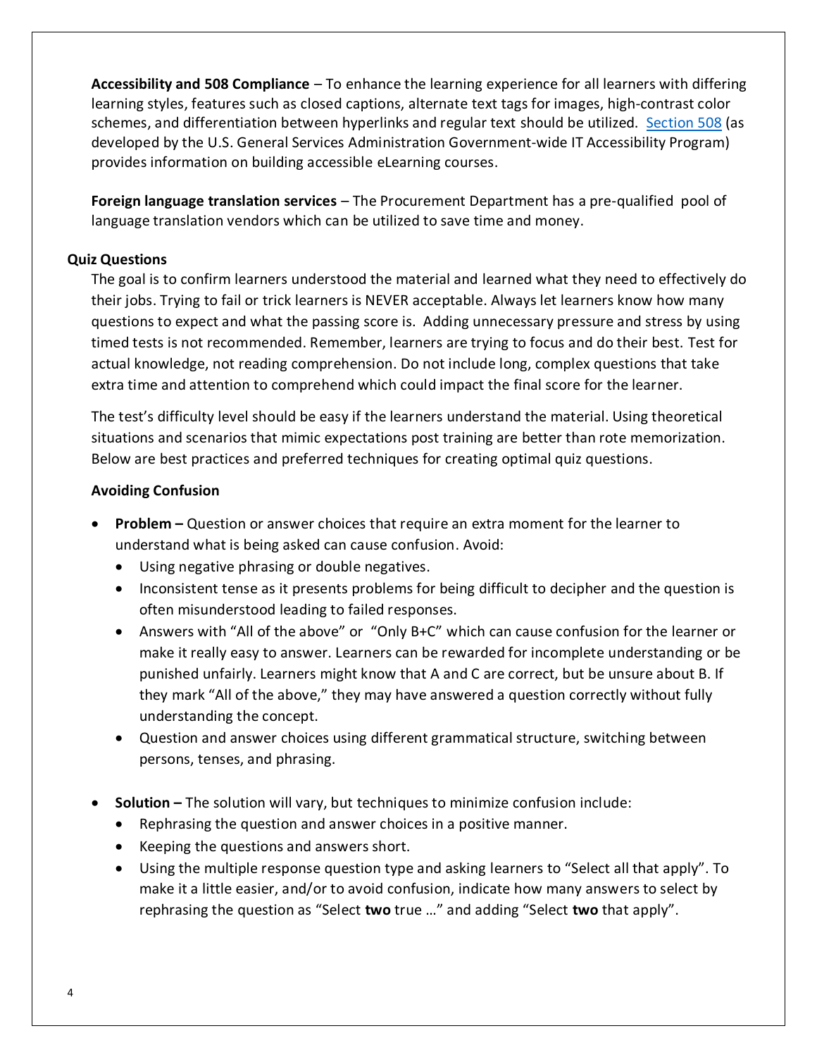**Accessibility and 508 Compliance** – To enhance the learning experience for all learners with differing learning styles, features such as closed captions, alternate text tags for images, high-contrast color schemes, and differentiation between hyperlinks and regular text should be utilized. [Section 508](#) (as developed by the U.S. General Services Administration Government-wide IT Accessibility Program) provides information on building accessible eLearning courses.

**Foreign language translation services** – The Procurement Department has a pre-qualified pool of language translation vendors which can be utilized to save time and money.

### Quiz Questions

The goal is to confirm learners understood the material and learned what they need to effectively do their jobs. Trying to fail or trick learners is NEVER acceptable. Always let learners know how many questions to expect and what the passing score is. Adding unnecessary pressure and stress by using timed tests is not recommended. Remember, learners are trying to focus and do their best. Test for actual knowledge, not reading comprehension. Do not include long, complex questions that take extra time and attention to comprehend which could impact the final score for the learner.

The test's difficulty level should be easy if the learners understand the material. Using theoretical situations and scenarios that mimic expectations post training are better than rote memorization. Below are best practices and preferred techniques for creating optimal quiz questions.

#### Avoiding Confusion

- **Problem –** Question or answer choices that require an extra moment for the learner to understand what is being asked can cause confusion. Avoid:
  - Using negative phrasing or double negatives.
  - Inconsistent tense as it presents problems for being difficult to decipher and the question is often misunderstood leading to failed responses.
  - Answers with "All of the above" or "Only B+C" which can cause confusion for the learner or make it really easy to answer. Learners can be rewarded for incomplete understanding or be punished unfairly. Learners might know that A and C are correct, but be unsure about B. If they mark "All of the above," they may have answered a question correctly without fully understanding the concept.
  - Question and answer choices using different grammatical structure, switching between persons, tenses, and phrasing.

- **Solution –** The solution will vary, but techniques to minimize confusion include:
  - Rephrasing the question and answer choices in a positive manner.
  - Keeping the questions and answers short.
  - Using the multiple response question type and asking learners to "Select all that apply". To make it a little easier, and/or to avoid confusion, indicate how many answers to select by rephrasing the question as "Select **two** true …" and adding "Select **two** that apply".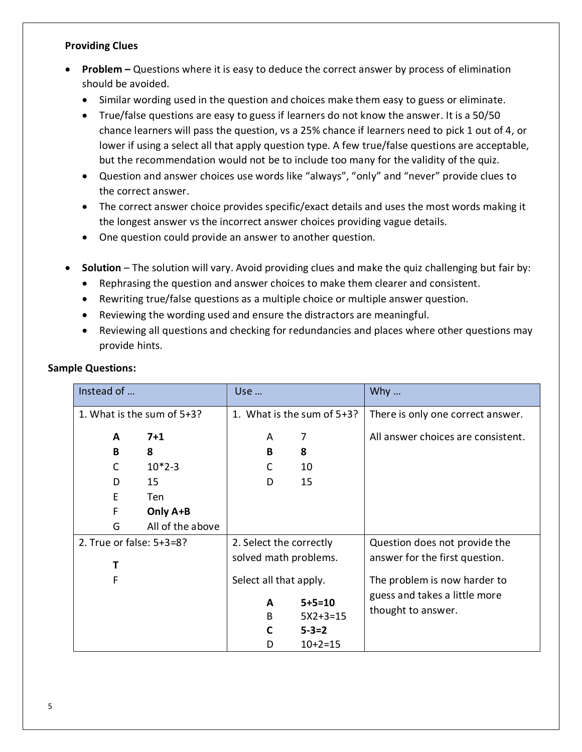**Providing Clues**

- **Problem –** Questions where it is easy to deduce the correct answer by process of elimination should be avoided.
  - Similar wording used in the question and choices make them easy to guess or eliminate.
  - True/false questions are easy to guess if learners do not know the answer. It is a 50/50 chance learners will pass the question, vs a 25% chance if learners need to pick 1 out of 4, or lower if using a select all that apply question type. A few true/false questions are acceptable, but the recommendation would not be to include too many for the validity of the quiz.
  - Question and answer choices use words like “always”, “only” and “never” provide clues to the correct answer.
  - The correct answer choice provides specific/exact details and uses the most words making it the longest answer vs the incorrect answer choices providing vague details.
  - One question could provide an answer to another question.

- **Solution** – The solution will vary. Avoid providing clues and make the quiz challenging but fair by:
  - Rephrasing the question and answer choices to make them clearer and consistent.
  - Rewriting true/false questions as a multiple choice or multiple answer question.
  - Reviewing the wording used and ensure the distractors are meaningful.
  - Reviewing all questions and checking for redundancies and places where other questions may provide hints.

**Sample Questions:**

| Instead of … | Use … | Why … |
|---|---|---|
| 1. What is the sum of 5+3?<br><br>**A** **7+1**<br>**B** **8**<br>C 10*2-3<br>D 15<br>E Ten<br>F **Only A+B**<br>G All of the above | 1. What is the sum of 5+3?<br><br>A 7<br>**B** **8**<br>C 10<br>D 15 | There is only one correct answer.<br><br>All answer choices are consistent. |
| 2. True or false: 5+3=8?<br><br>**T**<br>F | 2. Select the correctly solved math problems.<br><br>Select all that apply.<br><br>**A** **5+5=10**<br>B 5X2+3=15<br>**C** **5-3=2**<br>D 10+2=15 | Question does not provide the answer for the first question.<br><br>The problem is now harder to guess and takes a little more thought to answer. |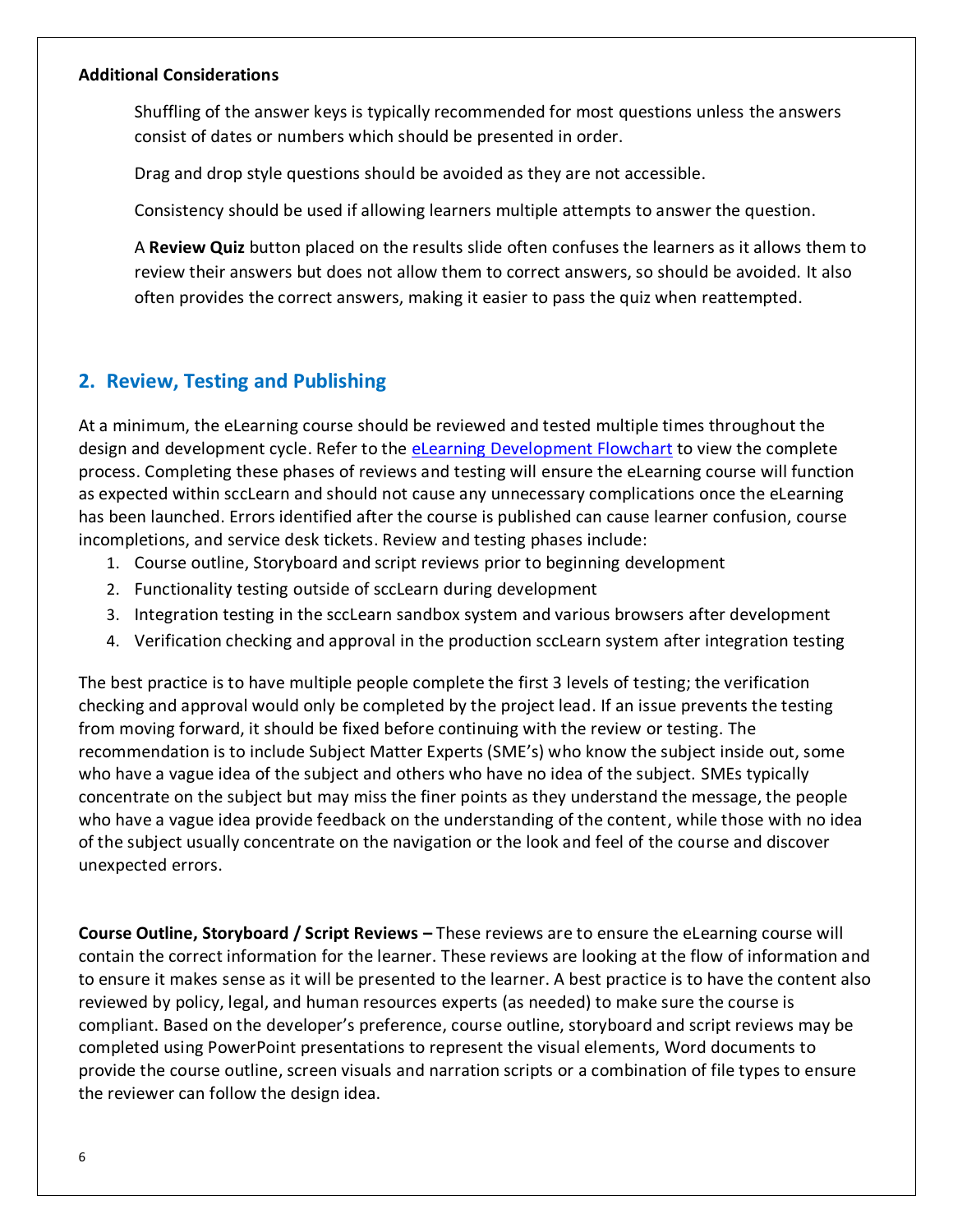**Additional Considerations**

Shuffling of the answer keys is typically recommended for most questions unless the answers consist of dates or numbers which should be presented in order.

Drag and drop style questions should be avoided as they are not accessible.

Consistency should be used if allowing learners multiple attempts to answer the question.

A **Review Quiz** button placed on the results slide often confuses the learners as it allows them to review their answers but does not allow them to correct answers, so should be avoided. It also often provides the correct answers, making it easier to pass the quiz when reattempted.

## 2. Review, Testing and Publishing

At a minimum, the eLearning course should be reviewed and tested multiple times throughout the design and development cycle. Refer to the eLearning Development Flowchart to view the complete process. Completing these phases of reviews and testing will ensure the eLearning course will function as expected within sccLearn and should not cause any unnecessary complications once the eLearning has been launched. Errors identified after the course is published can cause learner confusion, course incompletions, and service desk tickets. Review and testing phases include:

1. Course outline, Storyboard and script reviews prior to beginning development
2. Functionality testing outside of sccLearn during development
3. Integration testing in the sccLearn sandbox system and various browsers after development
4. Verification checking and approval in the production sccLearn system after integration testing

The best practice is to have multiple people complete the first 3 levels of testing; the verification checking and approval would only be completed by the project lead. If an issue prevents the testing from moving forward, it should be fixed before continuing with the review or testing. The recommendation is to include Subject Matter Experts (SME's) who know the subject inside out, some who have a vague idea of the subject and others who have no idea of the subject. SMEs typically concentrate on the subject but may miss the finer points as they understand the message, the people who have a vague idea provide feedback on the understanding of the content, while those with no idea of the subject usually concentrate on the navigation or the look and feel of the course and discover unexpected errors.

**Course Outline, Storyboard / Script Reviews –** These reviews are to ensure the eLearning course will contain the correct information for the learner. These reviews are looking at the flow of information and to ensure it makes sense as it will be presented to the learner. A best practice is to have the content also reviewed by policy, legal, and human resources experts (as needed) to make sure the course is compliant. Based on the developer's preference, course outline, storyboard and script reviews may be completed using PowerPoint presentations to represent the visual elements, Word documents to provide the course outline, screen visuals and narration scripts or a combination of file types to ensure the reviewer can follow the design idea.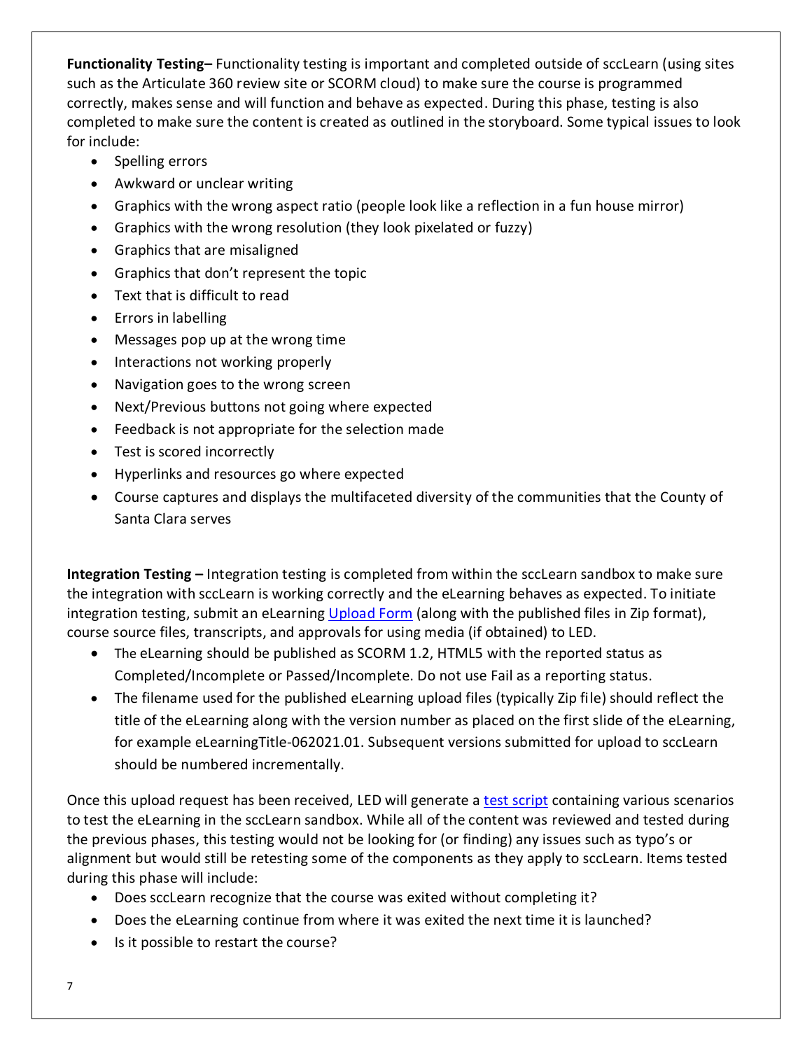**Functionality Testing–** Functionality testing is important and completed outside of sccLearn (using sites such as the Articulate 360 review site or SCORM cloud) to make sure the course is programmed correctly, makes sense and will function and behave as expected. During this phase, testing is also completed to make sure the content is created as outlined in the storyboard. Some typical issues to look for include:

- Spelling errors
- Awkward or unclear writing
- Graphics with the wrong aspect ratio (people look like a reflection in a fun house mirror)
- Graphics with the wrong resolution (they look pixelated or fuzzy)
- Graphics that are misaligned
- Graphics that don't represent the topic
- Text that is difficult to read
- Errors in labelling
- Messages pop up at the wrong time
- Interactions not working properly
- Navigation goes to the wrong screen
- Next/Previous buttons not going where expected
- Feedback is not appropriate for the selection made
- Test is scored incorrectly
- Hyperlinks and resources go where expected
- Course captures and displays the multifaceted diversity of the communities that the County of Santa Clara serves

**Integration Testing –** Integration testing is completed from within the sccLearn sandbox to make sure the integration with sccLearn is working correctly and the eLearning behaves as expected. To initiate integration testing, submit an eLearning [Upload Form](#) (along with the published files in Zip format), course source files, transcripts, and approvals for using media (if obtained) to LED.

- The eLearning should be published as SCORM 1.2, HTML5 with the reported status as Completed/Incomplete or Passed/Incomplete. Do not use Fail as a reporting status.
- The filename used for the published eLearning upload files (typically Zip file) should reflect the title of the eLearning along with the version number as placed on the first slide of the eLearning, for example eLearningTitle-062021.01. Subsequent versions submitted for upload to sccLearn should be numbered incrementally.

Once this upload request has been received, LED will generate a [test script](#) containing various scenarios to test the eLearning in the sccLearn sandbox. While all of the content was reviewed and tested during the previous phases, this testing would not be looking for (or finding) any issues such as typo's or alignment but would still be retesting some of the components as they apply to sccLearn. Items tested during this phase will include:

- Does sccLearn recognize that the course was exited without completing it?
- Does the eLearning continue from where it was exited the next time it is launched?
- Is it possible to restart the course?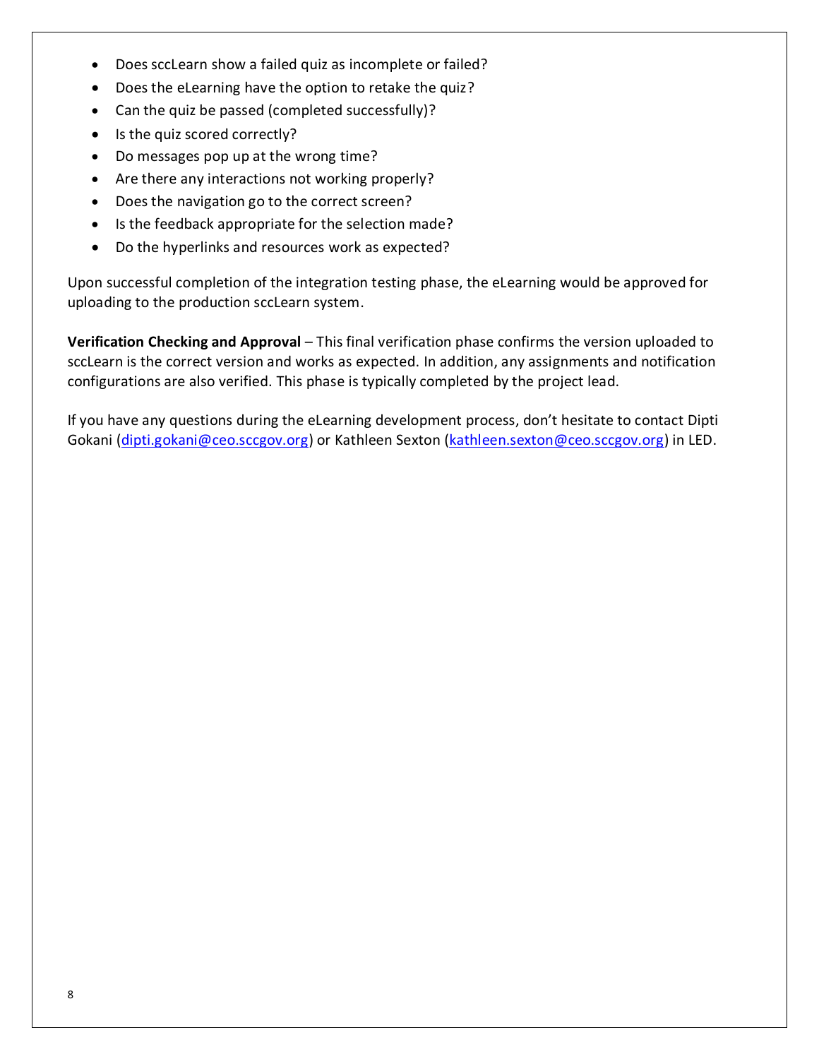- Does sccLearn show a failed quiz as incomplete or failed?
- Does the eLearning have the option to retake the quiz?
- Can the quiz be passed (completed successfully)?
- Is the quiz scored correctly?
- Do messages pop up at the wrong time?
- Are there any interactions not working properly?
- Does the navigation go to the correct screen?
- Is the feedback appropriate for the selection made?
- Do the hyperlinks and resources work as expected?

Upon successful completion of the integration testing phase, the eLearning would be approved for uploading to the production sccLearn system.

**Verification Checking and Approval** – This final verification phase confirms the version uploaded to sccLearn is the correct version and works as expected. In addition, any assignments and notification configurations are also verified. This phase is typically completed by the project lead.

If you have any questions during the eLearning development process, don't hesitate to contact Dipti Gokani (dipti.gokani@ceo.sccgov.org) or Kathleen Sexton (kathleen.sexton@ceo.sccgov.org) in LED.